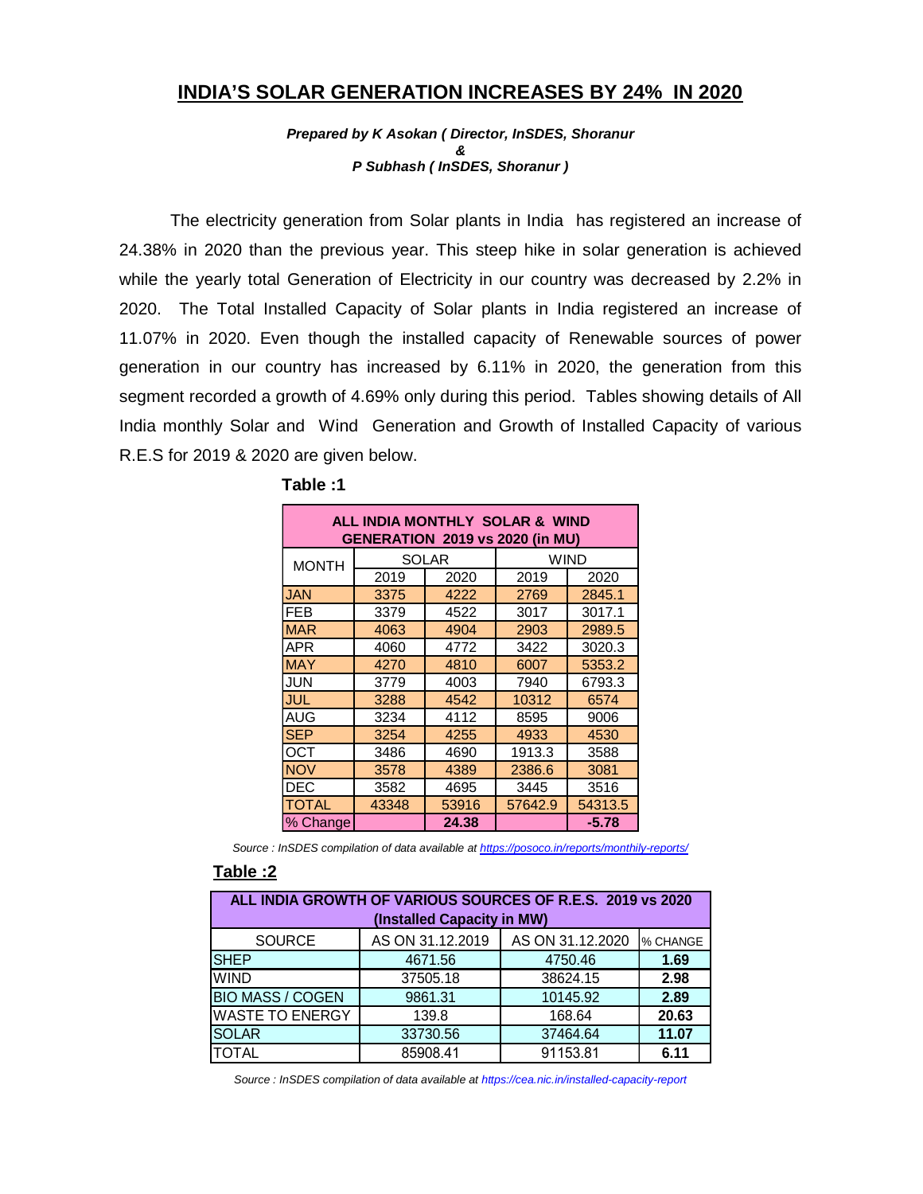# INDIA'S SOLAR GENERATION INCREASES BY 24% IN 2020

***Prepared by K Asokan ( Director, InSDES, Shoranur***
***&***
***P Subhash ( InSDES, Shoranur )***

The electricity generation from Solar plants in India has registered an increase of 24.38% in 2020 than the previous year. This steep hike in solar generation is achieved while the yearly total Generation of Electricity in our country was decreased by 2.2% in 2020. The Total Installed Capacity of Solar plants in India registered an increase of 11.07% in 2020. Even though the installed capacity of Renewable sources of power generation in our country has increased by 6.11% in 2020, the generation from this segment recorded a growth of 4.69% only during this period. Tables showing details of All India monthly Solar and Wind Generation and Growth of Installed Capacity of various R.E.S for 2019 & 2020 are given below.

**Table :1**

**ALL INDIA MONTHLY SOLAR & WIND GENERATION 2019 vs 2020 (in MU)**

| MONTH | SOLAR | | WIND | |
|---|---|---|---|---|
| | 2019 | 2020 | 2019 | 2020 |
| JAN | 3375 | 4222 | 2769 | 2845.1 |
| FEB | 3379 | 4522 | 3017 | 3017.1 |
| MAR | 4063 | 4904 | 2903 | 2989.5 |
| APR | 4060 | 4772 | 3422 | 3020.3 |
| MAY | 4270 | 4810 | 6007 | 5353.2 |
| JUN | 3779 | 4003 | 7940 | 6793.3 |
| JUL | 3288 | 4542 | 10312 | 6574 |
| AUG | 3234 | 4112 | 8595 | 9006 |
| SEP | 3254 | 4255 | 4933 | 4530 |
| OCT | 3486 | 4690 | 1913.3 | 3588 |
| NOV | 3578 | 4389 | 2386.6 | 3081 |
| DEC | 3582 | 4695 | 3445 | 3516 |
| TOTAL | 43348 | 53916 | 57642.9 | 54313.5 |
| % Change | | **24.38** | | **-5.78** |

*Source : InSDES compilation of data available at https://posoco.in/reports/monthly-reports/*

**Table :2**

**ALL INDIA GROWTH OF VARIOUS SOURCES OF R.E.S. 2019 vs 2020 (Installed Capacity in MW)**

| SOURCE | AS ON 31.12.2019 | AS ON 31.12.2020 | % CHANGE |
|---|---|---|---|
| SHEP | 4671.56 | 4750.46 | **1.69** |
| WIND | 37505.18 | 38624.15 | **2.98** |
| BIO MASS / COGEN | 9861.31 | 10145.92 | **2.89** |
| WASTE TO ENERGY | 139.8 | 168.64 | **20.63** |
| SOLAR | 33730.56 | 37464.64 | **11.07** |
| TOTAL | 85908.41 | 91153.81 | **6.11** |

*Source : InSDES compilation of data available at https://cea.nic.in/installed-capacity-report*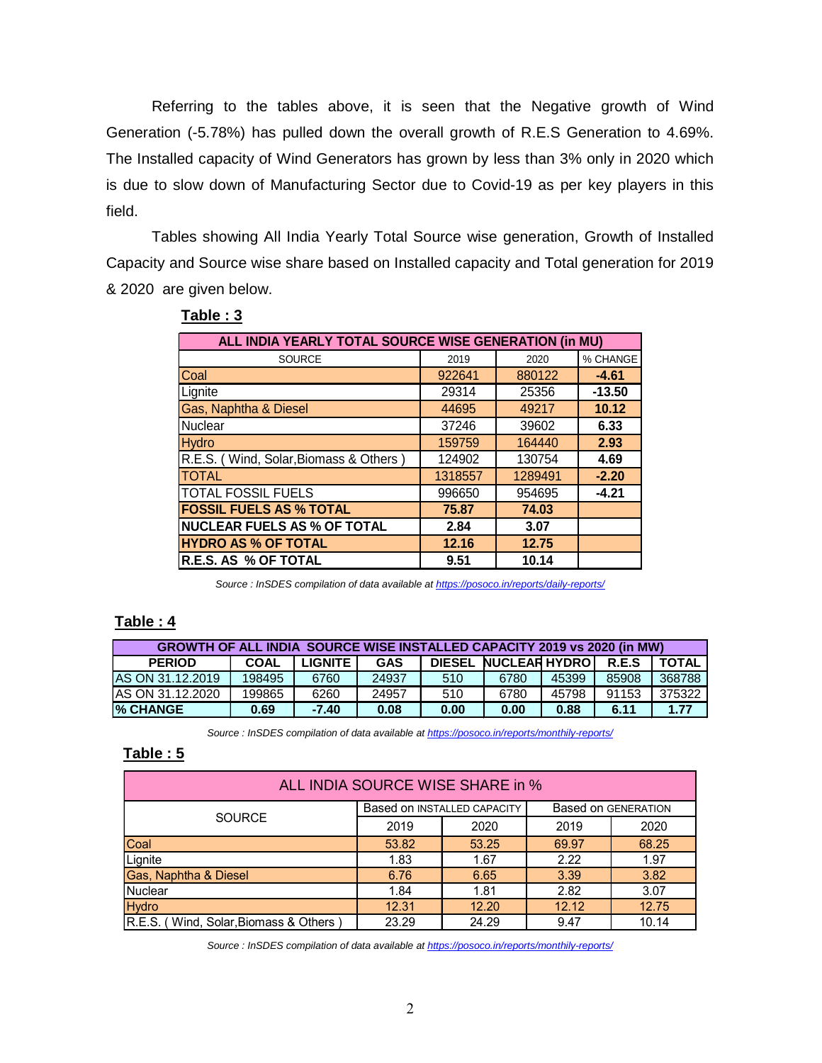Referring to the tables above, it is seen that the Negative growth of Wind Generation (-5.78%) has pulled down the overall growth of R.E.S Generation to 4.69%. The Installed capacity of Wind Generators has grown by less than 3% only in 2020 which is due to slow down of Manufacturing Sector due to Covid-19 as per key players in this field.

Tables showing All India Yearly Total Source wise generation, Growth of Installed Capacity and Source wise share based on Installed capacity and Total generation for 2019 & 2020 are given below.

**Table : 3**

| ALL INDIA YEARLY TOTAL SOURCE WISE GENERATION (in MU) | | | |
|---|---|---|---|
| SOURCE | 2019 | 2020 | % CHANGE |
| Coal | 922641 | 880122 | **-4.61** |
| Lignite | 29314 | 25356 | **-13.50** |
| Gas, Naphtha & Diesel | 44695 | 49217 | **10.12** |
| Nuclear | 37246 | 39602 | **6.33** |
| Hydro | 159759 | 164440 | **2.93** |
| R.E.S. ( Wind, Solar,Biomass & Others ) | 124902 | 130754 | **4.69** |
| TOTAL | 1318557 | 1289491 | **-2.20** |
| TOTAL FOSSIL FUELS | 996650 | 954695 | **-4.21** |
| **FOSSIL FUELS AS % TOTAL** | **75.87** | **74.03** | |
| **NUCLEAR FUELS AS % OF TOTAL** | **2.84** | **3.07** | |
| **HYDRO AS % OF TOTAL** | **12.16** | **12.75** | |
| **R.E.S. AS % OF TOTAL** | **9.51** | **10.14** | |

*Source : InSDES compilation of data available at https://posoco.in/reports/daily-reports/*

**Table : 4**

| GROWTH OF ALL INDIA SOURCE WISE INSTALLED CAPACITY 2019 vs 2020 (in MW) | | | | | | | | |
|---|---|---|---|---|---|---|---|---|
| **PERIOD** | **COAL** | **LIGNITE** | **GAS** | **DIESEL** | **NUCLEAR** | **HYDRO** | **R.E.S** | **TOTAL** |
| AS ON 31.12.2019 | 198495 | 6760 | 24937 | 510 | 6780 | 45399 | 85908 | 368788 |
| AS ON 31.12.2020 | 199865 | 6260 | 24957 | 510 | 6780 | 45798 | 91153 | 375322 |
| **% CHANGE** | **0.69** | **-7.40** | **0.08** | **0.00** | **0.00** | **0.88** | **6.11** | **1.77** |

*Source : InSDES compilation of data available at https://posoco.in/reports/monthly-reports/*

**Table : 5**

| ALL INDIA SOURCE WISE SHARE in % | | | | |
|---|---|---|---|---|
| SOURCE | Based on INSTALLED CAPACITY | | Based on GENERATION | |
| | 2019 | 2020 | 2019 | 2020 |
| Coal | 53.82 | 53.25 | 69.97 | 68.25 |
| Lignite | 1.83 | 1.67 | 2.22 | 1.97 |
| Gas, Naphtha & Diesel | 6.76 | 6.65 | 3.39 | 3.82 |
| Nuclear | 1.84 | 1.81 | 2.82 | 3.07 |
| Hydro | 12.31 | 12.20 | 12.12 | 12.75 |
| R.E.S. ( Wind, Solar,Biomass & Others ) | 23.29 | 24.29 | 9.47 | 10.14 |

*Source : InSDES compilation of data available at https://posoco.in/reports/monthly-reports/*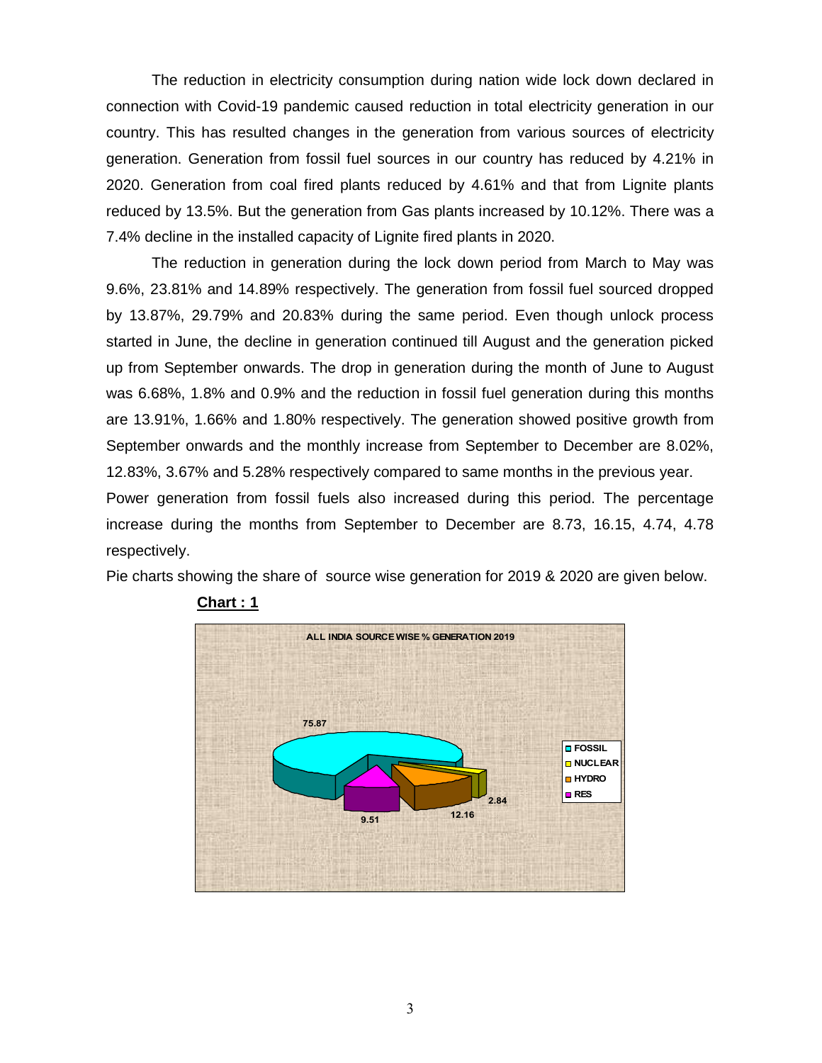The reduction in electricity consumption during nation wide lock down declared in connection with Covid-19 pandemic caused reduction in total electricity generation in our country. This has resulted changes in the generation from various sources of electricity generation. Generation from fossil fuel sources in our country has reduced by 4.21% in 2020. Generation from coal fired plants reduced by 4.61% and that from Lignite plants reduced by 13.5%. But the generation from Gas plants increased by 10.12%. There was a 7.4% decline in the installed capacity of Lignite fired plants in 2020.

The reduction in generation during the lock down period from March to May was 9.6%, 23.81% and 14.89% respectively. The generation from fossil fuel sourced dropped by 13.87%, 29.79% and 20.83% during the same period. Even though unlock process started in June, the decline in generation continued till August and the generation picked up from September onwards. The drop in generation during the month of June to August was 6.68%, 1.8% and 0.9% and the reduction in fossil fuel generation during this months are 13.91%, 1.66% and 1.80% respectively. The generation showed positive growth from September onwards and the monthly increase from September to December are 8.02%, 12.83%, 3.67% and 5.28% respectively compared to same months in the previous year.

Power generation from fossil fuels also increased during this period. The percentage increase during the months from September to December are 8.73, 16.15, 4.74, 4.78 respectively.

Pie charts showing the share of source wise generation for 2019 & 2020 are given below.

**Chart : 1**

ALL INDIA SOURCE WISE % GENERATION 2019

| Source | % |
|---|---|
| FOSSIL | 75.87 |
| NUCLEAR | 2.84 |
| HYDRO | 12.16 |
| RES | 9.51 |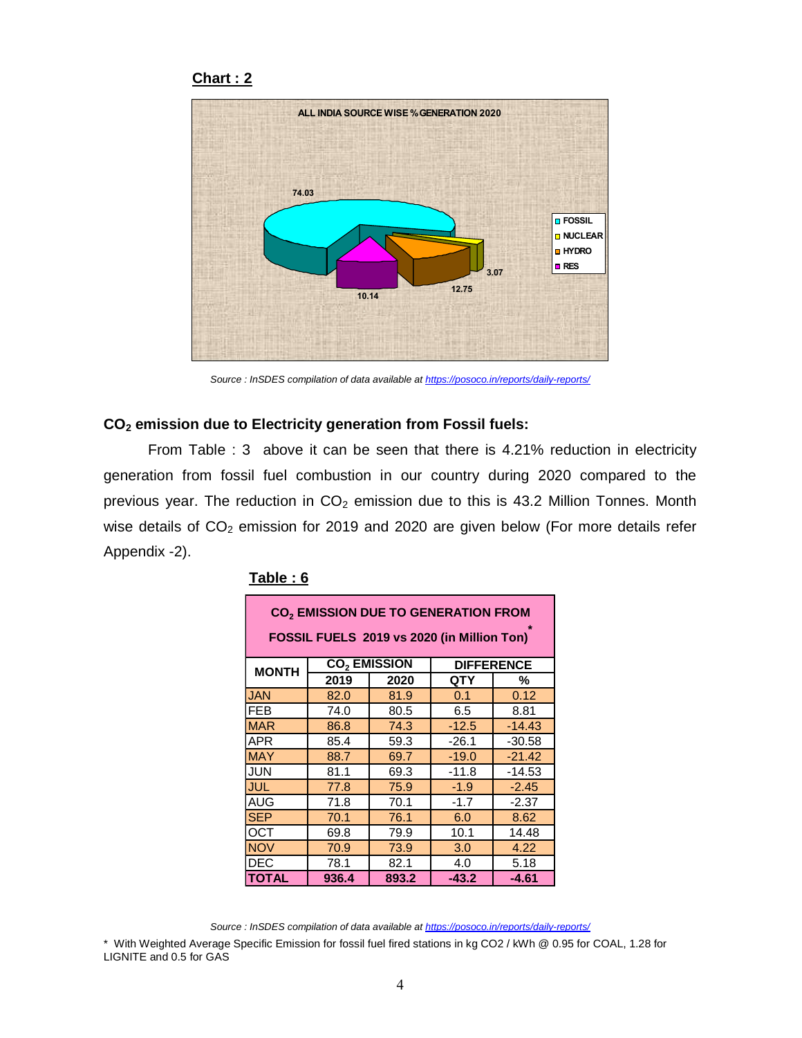**Chart : 2**

ALL INDIA SOURCE WISE % GENERATION 2020

- FOSSIL: 74.03
- NUCLEAR: 3.07
- HYDRO: 12.75
- RES: 10.14

*Source : InSDES compilation of data available at https://posoco.in/reports/daily-reports/*

### $CO_2$ emission due to Electricity generation from Fossil fuels:

From Table : 3 above it can be seen that there is 4.21% reduction in electricity generation from fossil fuel combustion in our country during 2020 compared to the previous year. The reduction in $CO_2$ emission due to this is 43.2 Million Tonnes. Month wise details of $CO_2$ emission for 2019 and 2020 are given below (For more details refer Appendix -2).

**Table : 6**

**$CO_2$ EMISSION DUE TO GENERATION FROM FOSSIL FUELS 2019 vs 2020 (in Million Ton)***

| MONTH | $CO_2$ EMISSION | | DIFFERENCE | |
|---|---|---|---|---|
| | 2019 | 2020 | QTY | % |
| JAN | 82.0 | 81.9 | 0.1 | 0.12 |
| FEB | 74.0 | 80.5 | 6.5 | 8.81 |
| MAR | 86.8 | 74.3 | -12.5 | -14.43 |
| APR | 85.4 | 59.3 | -26.1 | -30.58 |
| MAY | 88.7 | 69.7 | -19.0 | -21.42 |
| JUN | 81.1 | 69.3 | -11.8 | -14.53 |
| JUL | 77.8 | 75.9 | -1.9 | -2.45 |
| AUG | 71.8 | 70.1 | -1.7 | -2.37 |
| SEP | 70.1 | 76.1 | 6.0 | 8.62 |
| OCT | 69.8 | 79.9 | 10.1 | 14.48 |
| NOV | 70.9 | 73.9 | 3.0 | 4.22 |
| DEC | 78.1 | 82.1 | 4.0 | 5.18 |
| **TOTAL** | **936.4** | **893.2** | **-43.2** | **-4.61** |

*Source : InSDES compilation of data available at https://posoco.in/reports/daily-reports/*

* With Weighted Average Specific Emission for fossil fuel fired stations in kg CO2 / kWh @ 0.95 for COAL, 1.28 for LIGNITE and 0.5 for GAS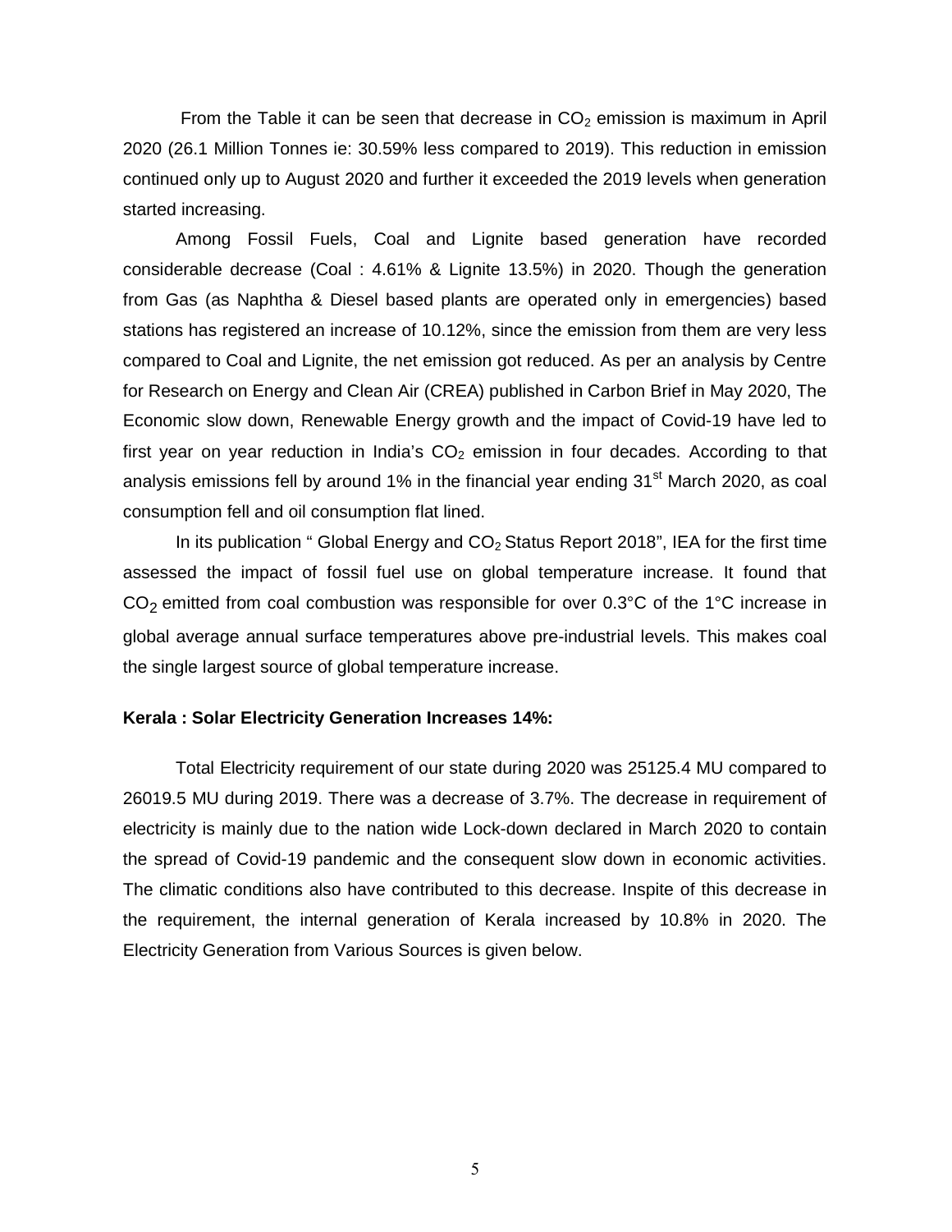From the Table it can be seen that decrease in $CO_2$ emission is maximum in April 2020 (26.1 Million Tonnes ie: 30.59% less compared to 2019). This reduction in emission continued only up to August 2020 and further it exceeded the 2019 levels when generation started increasing.

Among Fossil Fuels, Coal and Lignite based generation have recorded considerable decrease (Coal : 4.61% & Lignite 13.5%) in 2020. Though the generation from Gas (as Naphtha & Diesel based plants are operated only in emergencies) based stations has registered an increase of 10.12%, since the emission from them are very less compared to Coal and Lignite, the net emission got reduced. As per an analysis by Centre for Research on Energy and Clean Air (CREA) published in Carbon Brief in May 2020, The Economic slow down, Renewable Energy growth and the impact of Covid-19 have led to first year on year reduction in India's $CO_2$ emission in four decades. According to that analysis emissions fell by around 1% in the financial year ending 31st March 2020, as coal consumption fell and oil consumption flat lined.

In its publication " Global Energy and $CO_2$ Status Report 2018", IEA for the first time assessed the impact of fossil fuel use on global temperature increase. It found that $CO_2$ emitted from coal combustion was responsible for over 0.3°C of the 1°C increase in global average annual surface temperatures above pre-industrial levels. This makes coal the single largest source of global temperature increase.

**Kerala : Solar Electricity Generation Increases 14%:**

Total Electricity requirement of our state during 2020 was 25125.4 MU compared to 26019.5 MU during 2019. There was a decrease of 3.7%. The decrease in requirement of electricity is mainly due to the nation wide Lock-down declared in March 2020 to contain the spread of Covid-19 pandemic and the consequent slow down in economic activities. The climatic conditions also have contributed to this decrease. Inspite of this decrease in the requirement, the internal generation of Kerala increased by 10.8% in 2020. The Electricity Generation from Various Sources is given below.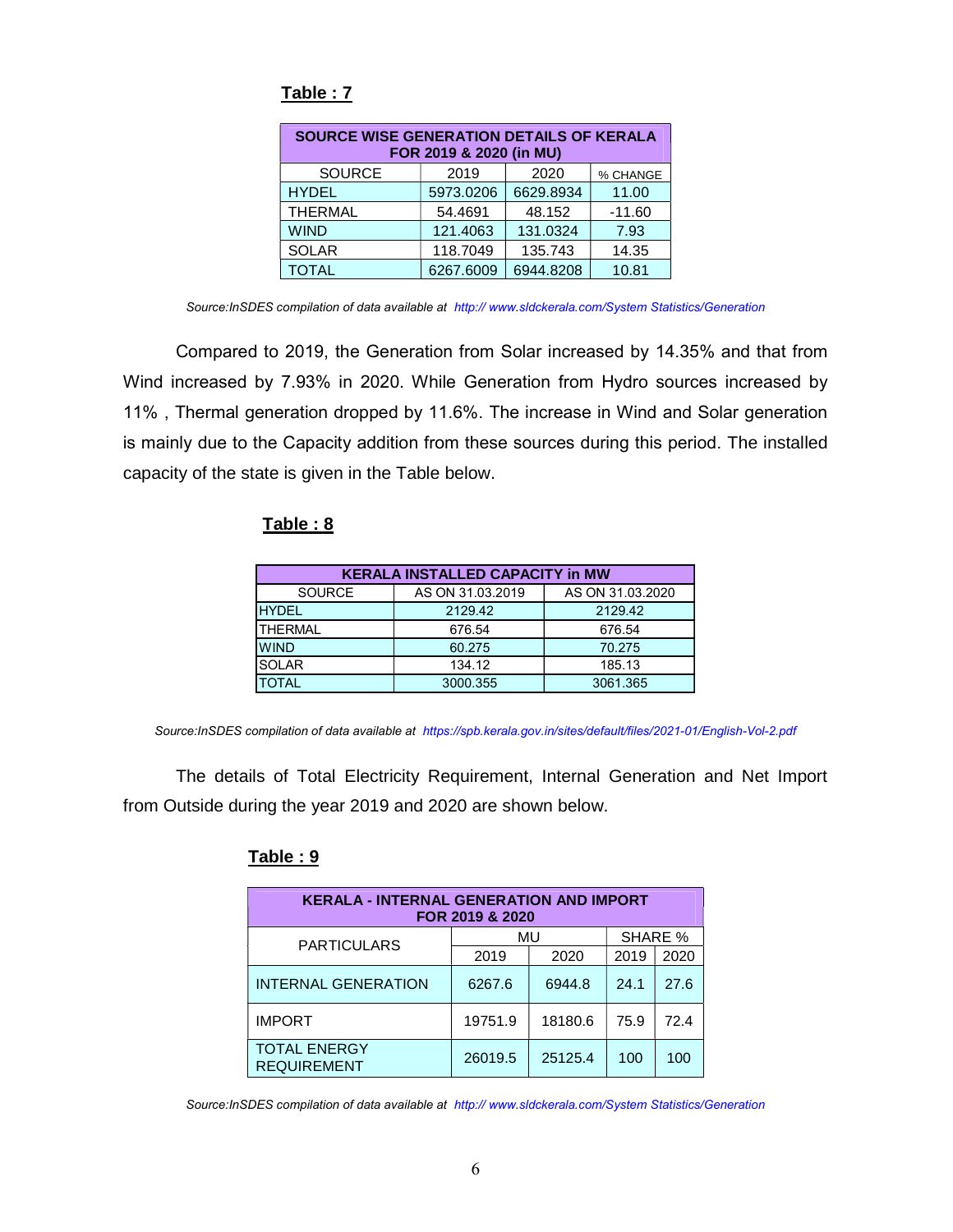**Table : 7**

| SOURCE WISE GENERATION DETAILS OF KERALA FOR 2019 & 2020 (in MU) | | | |
|---|---|---|---|
| SOURCE | 2019 | 2020 | % CHANGE |
| HYDEL | 5973.0206 | 6629.8934 | 11.00 |
| THERMAL | 54.4691 | 48.152 | -11.60 |
| WIND | 121.4063 | 131.0324 | 7.93 |
| SOLAR | 118.7049 | 135.743 | 14.35 |
| TOTAL | 6267.6009 | 6944.8208 | 10.81 |

*Source:InSDES compilation of data available at http:// www.sldckerala.com/System Statistics/Generation*

Compared to 2019, the Generation from Solar increased by 14.35% and that from Wind increased by 7.93% in 2020. While Generation from Hydro sources increased by 11% , Thermal generation dropped by 11.6%. The increase in Wind and Solar generation is mainly due to the Capacity addition from these sources during this period. The installed capacity of the state is given in the Table below.

**Table : 8**

| KERALA INSTALLED CAPACITY in MW | | |
|---|---|---|
| SOURCE | AS ON 31.03.2019 | AS ON 31.03.2020 |
| HYDEL | 2129.42 | 2129.42 |
| THERMAL | 676.54 | 676.54 |
| WIND | 60.275 | 70.275 |
| SOLAR | 134.12 | 185.13 |
| TOTAL | 3000.355 | 3061.365 |

*Source:InSDES compilation of data available at https://spb.kerala.gov.in/sites/default/files/2021-01/English-Vol-2.pdf*

The details of Total Electricity Requirement, Internal Generation and Net Import from Outside during the year 2019 and 2020 are shown below.

**Table : 9**

| KERALA - INTERNAL GENERATION AND IMPORT FOR 2019 & 2020 | | | | |
|---|---|---|---|---|
| PARTICULARS | MU | | SHARE % | |
| | 2019 | 2020 | 2019 | 2020 |
| INTERNAL GENERATION | 6267.6 | 6944.8 | 24.1 | 27.6 |
| IMPORT | 19751.9 | 18180.6 | 75.9 | 72.4 |
| TOTAL ENERGY REQUIREMENT | 26019.5 | 25125.4 | 100 | 100 |

*Source:InSDES compilation of data available at http:// www.sldckerala.com/System Statistics/Generation*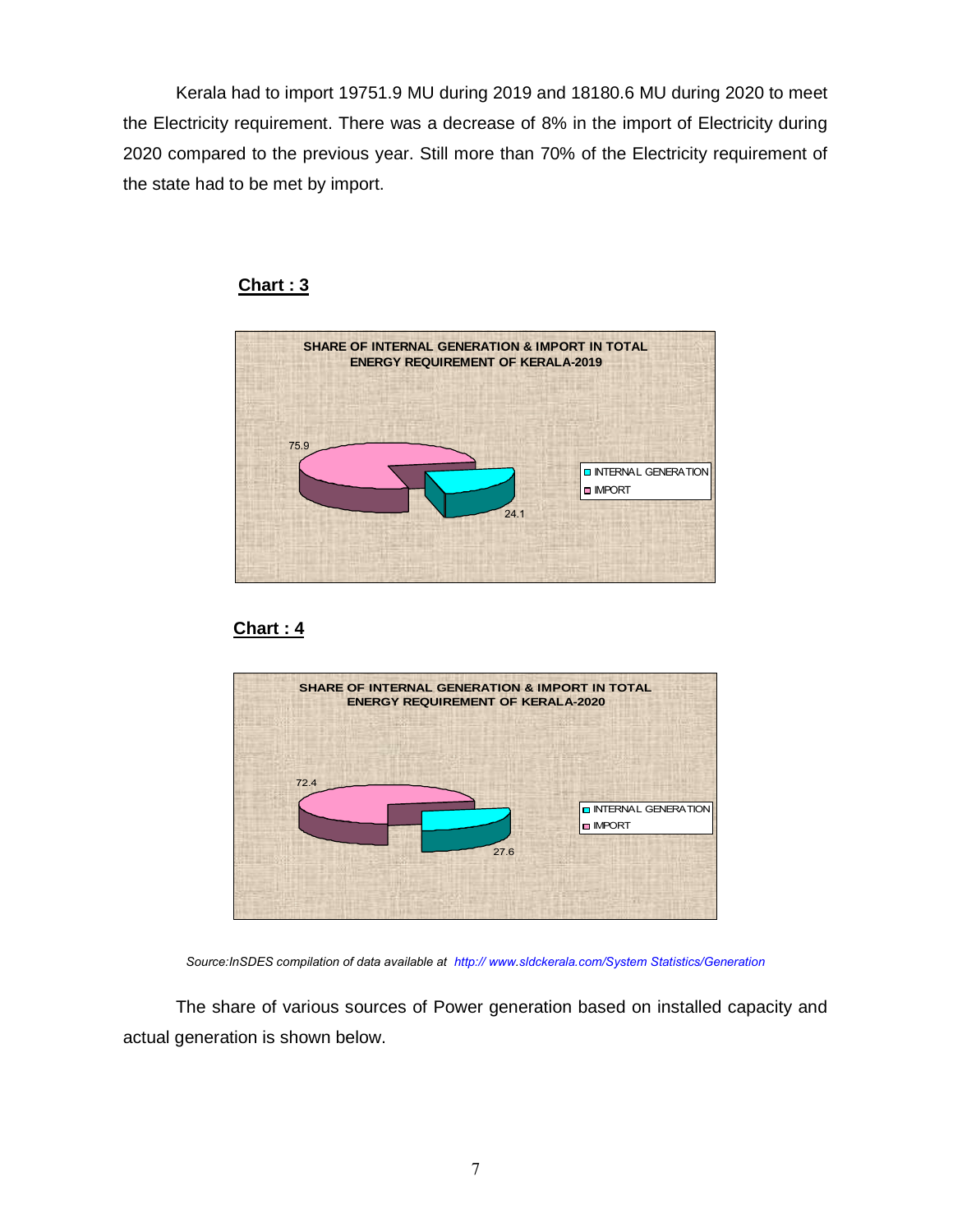Kerala had to import 19751.9 MU during 2019 and 18180.6 MU during 2020 to meet the Electricity requirement. There was a decrease of 8% in the import of Electricity during 2020 compared to the previous year. Still more than 70% of the Electricity requirement of the state had to be met by import.

**Chart : 3**

**SHARE OF INTERNAL GENERATION & IMPORT IN TOTAL ENERGY REQUIREMENT OF KERALA-2019**

| | Share |
|---|---|
| INTERNAL GENERATION | 24.1 |
| IMPORT | 75.9 |

**Chart : 4**

**SHARE OF INTERNAL GENERATION & IMPORT IN TOTAL ENERGY REQUIREMENT OF KERALA-2020**

| | Share |
|---|---|
| INTERNAL GENERATION | 27.6 |
| IMPORT | 72.4 |

*Source:InSDES compilation of data available at http:// www.sldckerala.com/System Statistics/Generation*

The share of various sources of Power generation based on installed capacity and actual generation is shown below.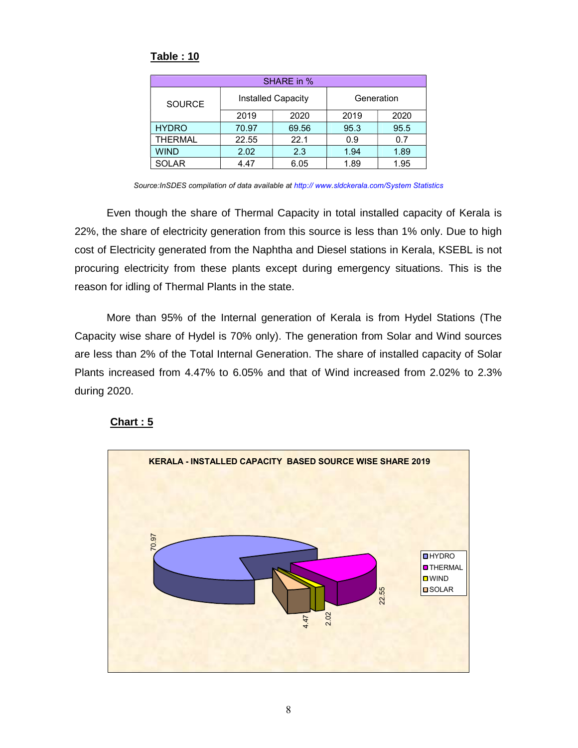**Table : 10**

| SHARE in % | | | | |
|---|---|---|---|---|
| SOURCE | Installed Capacity | | Generation | |
| | 2019 | 2020 | 2019 | 2020 |
| HYDRO | 70.97 | 69.56 | 95.3 | 95.5 |
| THERMAL | 22.55 | 22.1 | 0.9 | 0.7 |
| WIND | 2.02 | 2.3 | 1.94 | 1.89 |
| SOLAR | 4.47 | 6.05 | 1.89 | 1.95 |

*Source:InSDES compilation of data available at http:// www.sldckerala.com/System Statistics*

Even though the share of Thermal Capacity in total installed capacity of Kerala is 22%, the share of electricity generation from this source is less than 1% only. Due to high cost of Electricity generated from the Naphtha and Diesel stations in Kerala, KSEBL is not procuring electricity from these plants except during emergency situations. This is the reason for idling of Thermal Plants in the state.

More than 95% of the Internal generation of Kerala is from Hydel Stations (The Capacity wise share of Hydel is 70% only). The generation from Solar and Wind sources are less than 2% of the Total Internal Generation. The share of installed capacity of Solar Plants increased from 4.47% to 6.05% and that of Wind increased from 2.02% to 2.3% during 2020.

**Chart : 5**

KERALA - INSTALLED CAPACITY BASED SOURCE WISE SHARE 2019

HYDRO 70.97, THERMAL 22.55, WIND 2.02, SOLAR 4.47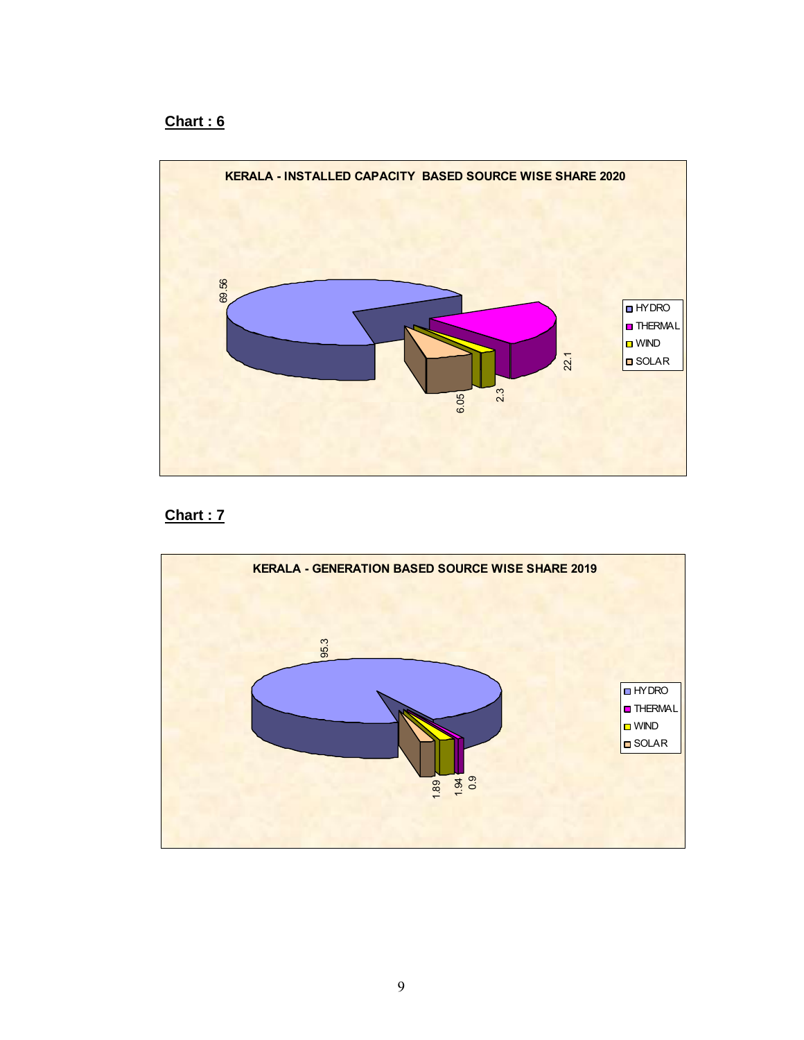**Chart : 6**

**KERALA - INSTALLED CAPACITY BASED SOURCE WISE SHARE 2020**

| Source | Share |
|---|---|
| HYDRO | 69.56 |
| THERMAL | 22.1 |
| WIND | 2.3 |
| SOLAR | 6.05 |

**Chart : 7**

**KERALA - GENERATION BASED SOURCE WISE SHARE 2019**

| Source | Share |
|---|---|
| HYDRO | 95.3 |
| THERMAL | 0.9 |
| WIND | 1.94 |
| SOLAR | 1.89 |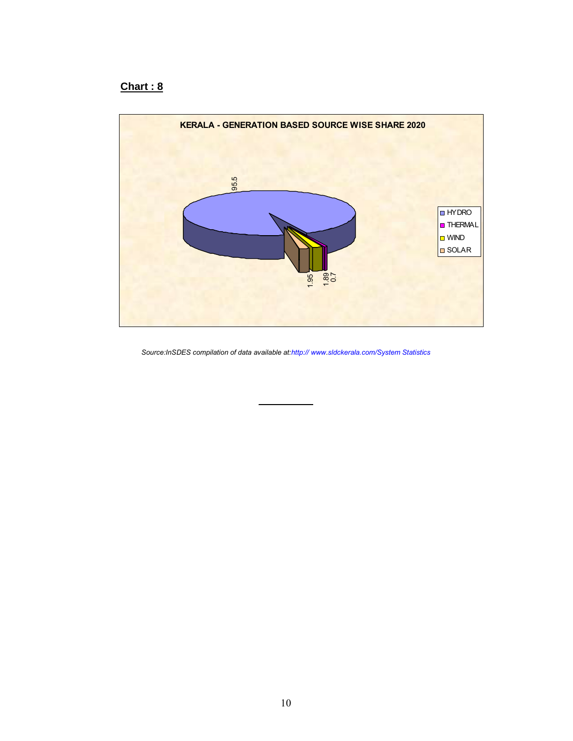**Chart : 8**

**KERALA - GENERATION BASED SOURCE WISE SHARE 2020**

| Source | Share |
|---|---|
| HYDRO | 95.5 |
| THERMAL | 0.7 |
| WIND | 1.89 |
| SOLAR | 1.95 |

*Source:InSDES compilation of data available at:http:// www.sldckerala.com/System Statistics*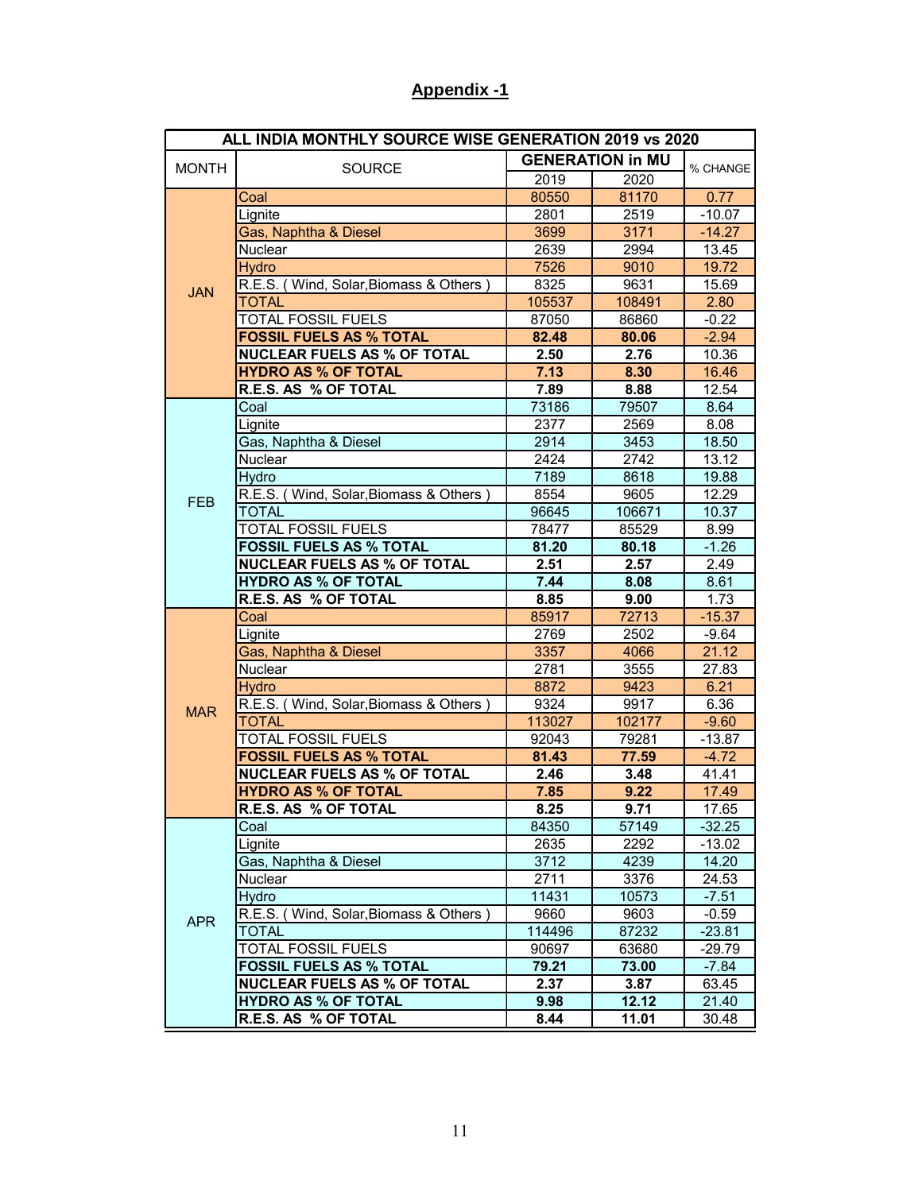## Appendix -1

| ALL INDIA MONTHLY SOURCE WISE GENERATION 2019 vs 2020 | | | | |
|---|---|---|---|---|
| MONTH | SOURCE | GENERATION in MU | | % CHANGE |
| | | 2019 | 2020 | |
| JAN | Coal | 80550 | 81170 | 0.77 |
| | Lignite | 2801 | 2519 | -10.07 |
| | Gas, Naphtha & Diesel | 3699 | 3171 | -14.27 |
| | Nuclear | 2639 | 2994 | 13.45 |
| | Hydro | 7526 | 9010 | 19.72 |
| | R.E.S. ( Wind, Solar,Biomass & Others ) | 8325 | 9631 | 15.69 |
| | TOTAL | 105537 | 108491 | 2.80 |
| | TOTAL FOSSIL FUELS | 87050 | 86860 | -0.22 |
| | **FOSSIL FUELS AS % TOTAL** | **82.48** | **80.06** | -2.94 |
| | **NUCLEAR FUELS AS % OF TOTAL** | **2.50** | **2.76** | 10.36 |
| | **HYDRO AS % OF TOTAL** | **7.13** | **8.30** | 16.46 |
| | **R.E.S. AS % OF TOTAL** | **7.89** | **8.88** | 12.54 |
| FEB | Coal | 73186 | 79507 | 8.64 |
| | Lignite | 2377 | 2569 | 8.08 |
| | Gas, Naphtha & Diesel | 2914 | 3453 | 18.50 |
| | Nuclear | 2424 | 2742 | 13.12 |
| | Hydro | 7189 | 8618 | 19.88 |
| | R.E.S. ( Wind, Solar,Biomass & Others ) | 8554 | 9605 | 12.29 |
| | TOTAL | 96645 | 106671 | 10.37 |
| | TOTAL FOSSIL FUELS | 78477 | 85529 | 8.99 |
| | **FOSSIL FUELS AS % TOTAL** | **81.20** | **80.18** | -1.26 |
| | **NUCLEAR FUELS AS % OF TOTAL** | **2.51** | **2.57** | 2.49 |
| | **HYDRO AS % OF TOTAL** | **7.44** | **8.08** | 8.61 |
| | **R.E.S. AS % OF TOTAL** | **8.85** | **9.00** | 1.73 |
| MAR | Coal | 85917 | 72713 | -15.37 |
| | Lignite | 2769 | 2502 | -9.64 |
| | Gas, Naphtha & Diesel | 3357 | 4066 | 21.12 |
| | Nuclear | 2781 | 3555 | 27.83 |
| | Hydro | 8872 | 9423 | 6.21 |
| | R.E.S. ( Wind, Solar,Biomass & Others ) | 9324 | 9917 | 6.36 |
| | TOTAL | 113027 | 102177 | -9.60 |
| | TOTAL FOSSIL FUELS | 92043 | 79281 | -13.87 |
| | **FOSSIL FUELS AS % TOTAL** | **81.43** | **77.59** | -4.72 |
| | **NUCLEAR FUELS AS % OF TOTAL** | **2.46** | **3.48** | 41.41 |
| | **HYDRO AS % OF TOTAL** | **7.85** | **9.22** | 17.49 |
| | **R.E.S. AS % OF TOTAL** | **8.25** | **9.71** | 17.65 |
| APR | Coal | 84350 | 57149 | -32.25 |
| | Lignite | 2635 | 2292 | -13.02 |
| | Gas, Naphtha & Diesel | 3712 | 4239 | 14.20 |
| | Nuclear | 2711 | 3376 | 24.53 |
| | Hydro | 11431 | 10573 | -7.51 |
| | R.E.S. ( Wind, Solar,Biomass & Others ) | 9660 | 9603 | -0.59 |
| | TOTAL | 114496 | 87232 | -23.81 |
| | TOTAL FOSSIL FUELS | 90697 | 63680 | -29.79 |
| | **FOSSIL FUELS AS % TOTAL** | **79.21** | **73.00** | -7.84 |
| | **NUCLEAR FUELS AS % OF TOTAL** | **2.37** | **3.87** | 63.45 |
| | **HYDRO AS % OF TOTAL** | **9.98** | **12.12** | 21.40 |
| | **R.E.S. AS % OF TOTAL** | **8.44** | **11.01** | 30.48 |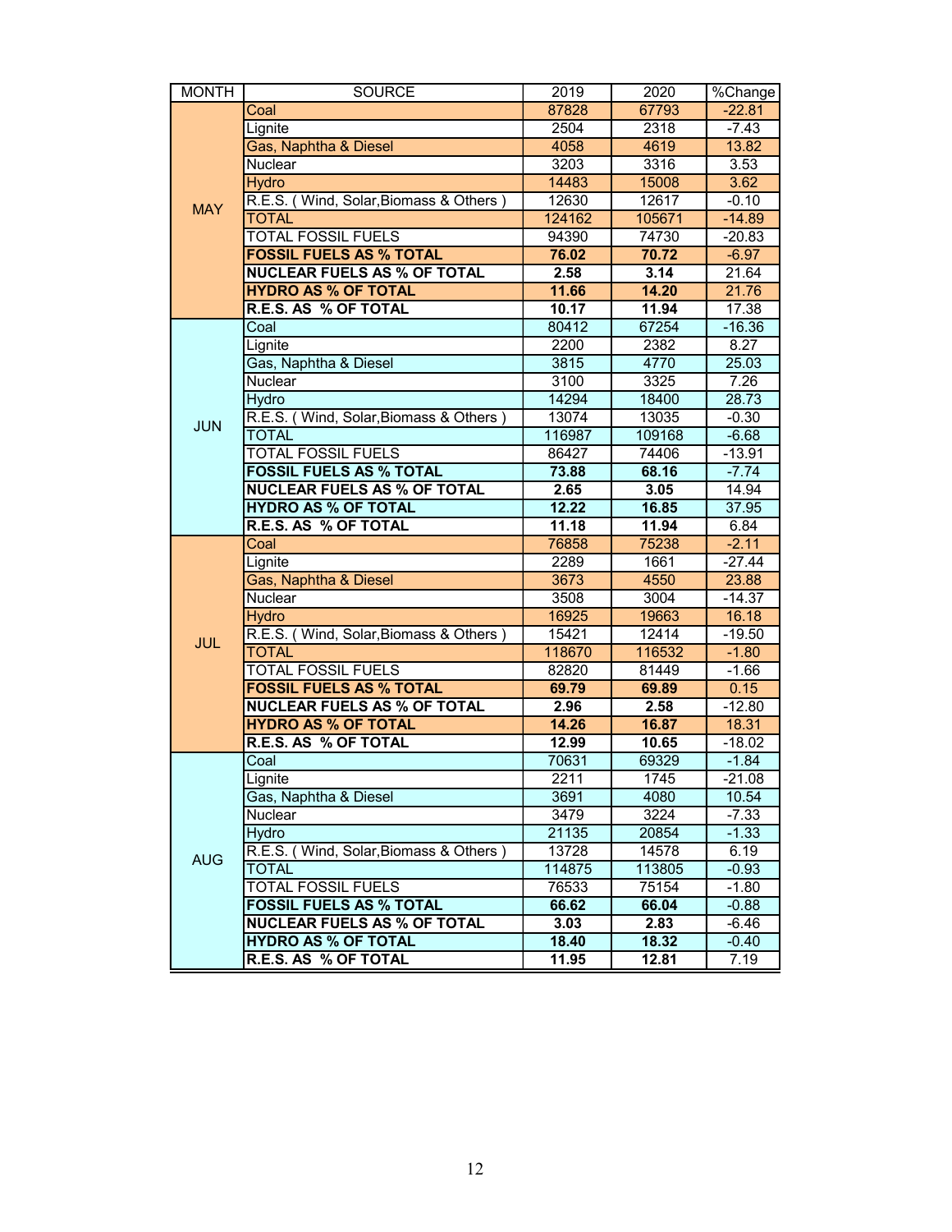| MONTH | SOURCE | 2019 | 2020 | %Change |
|---|---|---|---|---|
| MAY | Coal | 87828 | 67793 | -22.81 |
| | Lignite | 2504 | 2318 | -7.43 |
| | Gas, Naphtha & Diesel | 4058 | 4619 | 13.82 |
| | Nuclear | 3203 | 3316 | 3.53 |
| | Hydro | 14483 | 15008 | 3.62 |
| | R.E.S. ( Wind, Solar,Biomass & Others ) | 12630 | 12617 | -0.10 |
| | TOTAL | 124162 | 105671 | -14.89 |
| | TOTAL FOSSIL FUELS | 94390 | 74730 | -20.83 |
| | **FOSSIL FUELS AS % TOTAL** | **76.02** | **70.72** | -6.97 |
| | **NUCLEAR FUELS AS % OF TOTAL** | **2.58** | **3.14** | 21.64 |
| | **HYDRO AS % OF TOTAL** | **11.66** | **14.20** | 21.76 |
| | **R.E.S. AS % OF TOTAL** | **10.17** | **11.94** | 17.38 |
| JUN | Coal | 80412 | 67254 | -16.36 |
| | Lignite | 2200 | 2382 | 8.27 |
| | Gas, Naphtha & Diesel | 3815 | 4770 | 25.03 |
| | Nuclear | 3100 | 3325 | 7.26 |
| | Hydro | 14294 | 18400 | 28.73 |
| | R.E.S. ( Wind, Solar,Biomass & Others ) | 13074 | 13035 | -0.30 |
| | TOTAL | 116987 | 109168 | -6.68 |
| | TOTAL FOSSIL FUELS | 86427 | 74406 | -13.91 |
| | **FOSSIL FUELS AS % TOTAL** | **73.88** | **68.16** | -7.74 |
| | **NUCLEAR FUELS AS % OF TOTAL** | **2.65** | **3.05** | 14.94 |
| | **HYDRO AS % OF TOTAL** | **12.22** | **16.85** | 37.95 |
| | **R.E.S. AS % OF TOTAL** | **11.18** | **11.94** | 6.84 |
| JUL | Coal | 76858 | 75238 | -2.11 |
| | Lignite | 2289 | 1661 | -27.44 |
| | Gas, Naphtha & Diesel | 3673 | 4550 | 23.88 |
| | Nuclear | 3508 | 3004 | -14.37 |
| | Hydro | 16925 | 19663 | 16.18 |
| | R.E.S. ( Wind, Solar,Biomass & Others ) | 15421 | 12414 | -19.50 |
| | TOTAL | 118670 | 116532 | -1.80 |
| | TOTAL FOSSIL FUELS | 82820 | 81449 | -1.66 |
| | **FOSSIL FUELS AS % TOTAL** | **69.79** | **69.89** | 0.15 |
| | **NUCLEAR FUELS AS % OF TOTAL** | **2.96** | **2.58** | -12.80 |
| | **HYDRO AS % OF TOTAL** | **14.26** | **16.87** | 18.31 |
| | **R.E.S. AS % OF TOTAL** | **12.99** | **10.65** | -18.02 |
| AUG | Coal | 70631 | 69329 | -1.84 |
| | Lignite | 2211 | 1745 | -21.08 |
| | Gas, Naphtha & Diesel | 3691 | 4080 | 10.54 |
| | Nuclear | 3479 | 3224 | -7.33 |
| | Hydro | 21135 | 20854 | -1.33 |
| | R.E.S. ( Wind, Solar,Biomass & Others ) | 13728 | 14578 | 6.19 |
| | TOTAL | 114875 | 113805 | -0.93 |
| | TOTAL FOSSIL FUELS | 76533 | 75154 | -1.80 |
| | **FOSSIL FUELS AS % TOTAL** | **66.62** | **66.04** | -0.88 |
| | **NUCLEAR FUELS AS % OF TOTAL** | **3.03** | **2.83** | -6.46 |
| | **HYDRO AS % OF TOTAL** | **18.40** | **18.32** | -0.40 |
| | **R.E.S. AS % OF TOTAL** | **11.95** | **12.81** | 7.19 |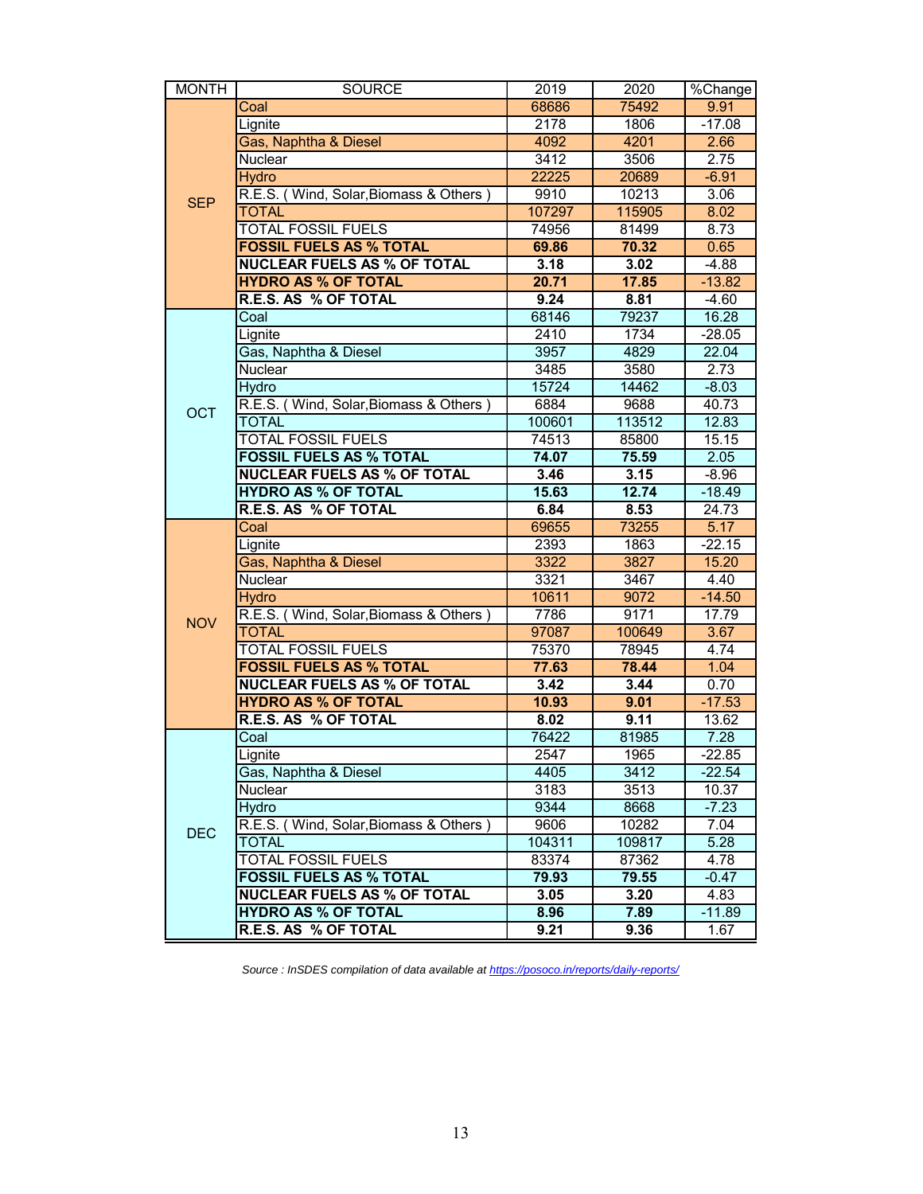| MONTH | SOURCE | 2019 | 2020 | %Change |
|---|---|---|---|---|
| SEP | Coal | 68686 | 75492 | 9.91 |
| | Lignite | 2178 | 1806 | -17.08 |
| | Gas, Naphtha & Diesel | 4092 | 4201 | 2.66 |
| | Nuclear | 3412 | 3506 | 2.75 |
| | Hydro | 22225 | 20689 | -6.91 |
| | R.E.S. ( Wind, Solar,Biomass & Others ) | 9910 | 10213 | 3.06 |
| | TOTAL | 107297 | 115905 | 8.02 |
| | TOTAL FOSSIL FUELS | 74956 | 81499 | 8.73 |
| | **FOSSIL FUELS AS % TOTAL** | **69.86** | **70.32** | 0.65 |
| | **NUCLEAR FUELS AS % OF TOTAL** | **3.18** | **3.02** | -4.88 |
| | **HYDRO AS % OF TOTAL** | **20.71** | **17.85** | -13.82 |
| | **R.E.S. AS % OF TOTAL** | **9.24** | **8.81** | -4.60 |
| OCT | Coal | 68146 | 79237 | 16.28 |
| | Lignite | 2410 | 1734 | -28.05 |
| | Gas, Naphtha & Diesel | 3957 | 4829 | 22.04 |
| | Nuclear | 3485 | 3580 | 2.73 |
| | Hydro | 15724 | 14462 | -8.03 |
| | R.E.S. ( Wind, Solar,Biomass & Others ) | 6884 | 9688 | 40.73 |
| | TOTAL | 100601 | 113512 | 12.83 |
| | TOTAL FOSSIL FUELS | 74513 | 85800 | 15.15 |
| | **FOSSIL FUELS AS % TOTAL** | **74.07** | **75.59** | 2.05 |
| | **NUCLEAR FUELS AS % OF TOTAL** | **3.46** | **3.15** | -8.96 |
| | **HYDRO AS % OF TOTAL** | **15.63** | **12.74** | -18.49 |
| | **R.E.S. AS % OF TOTAL** | **6.84** | **8.53** | 24.73 |
| NOV | Coal | 69655 | 73255 | 5.17 |
| | Lignite | 2393 | 1863 | -22.15 |
| | Gas, Naphtha & Diesel | 3322 | 3827 | 15.20 |
| | Nuclear | 3321 | 3467 | 4.40 |
| | Hydro | 10611 | 9072 | -14.50 |
| | R.E.S. ( Wind, Solar,Biomass & Others ) | 7786 | 9171 | 17.79 |
| | TOTAL | 97087 | 100649 | 3.67 |
| | TOTAL FOSSIL FUELS | 75370 | 78945 | 4.74 |
| | **FOSSIL FUELS AS % TOTAL** | **77.63** | **78.44** | 1.04 |
| | **NUCLEAR FUELS AS % OF TOTAL** | **3.42** | **3.44** | 0.70 |
| | **HYDRO AS % OF TOTAL** | **10.93** | **9.01** | -17.53 |
| | **R.E.S. AS % OF TOTAL** | **8.02** | **9.11** | 13.62 |
| DEC | Coal | 76422 | 81985 | 7.28 |
| | Lignite | 2547 | 1965 | -22.85 |
| | Gas, Naphtha & Diesel | 4405 | 3412 | -22.54 |
| | Nuclear | 3183 | 3513 | 10.37 |
| | Hydro | 9344 | 8668 | -7.23 |
| | R.E.S. ( Wind, Solar,Biomass & Others ) | 9606 | 10282 | 7.04 |
| | TOTAL | 104311 | 109817 | 5.28 |
| | TOTAL FOSSIL FUELS | 83374 | 87362 | 4.78 |
| | **FOSSIL FUELS AS % TOTAL** | **79.93** | **79.55** | -0.47 |
| | **NUCLEAR FUELS AS % OF TOTAL** | **3.05** | **3.20** | 4.83 |
| | **HYDRO AS % OF TOTAL** | **8.96** | **7.89** | -11.89 |
| | **R.E.S. AS % OF TOTAL** | **9.21** | **9.36** | 1.67 |

*Source : InSDES compilation of data available at https://posoco.in/reports/daily-reports/*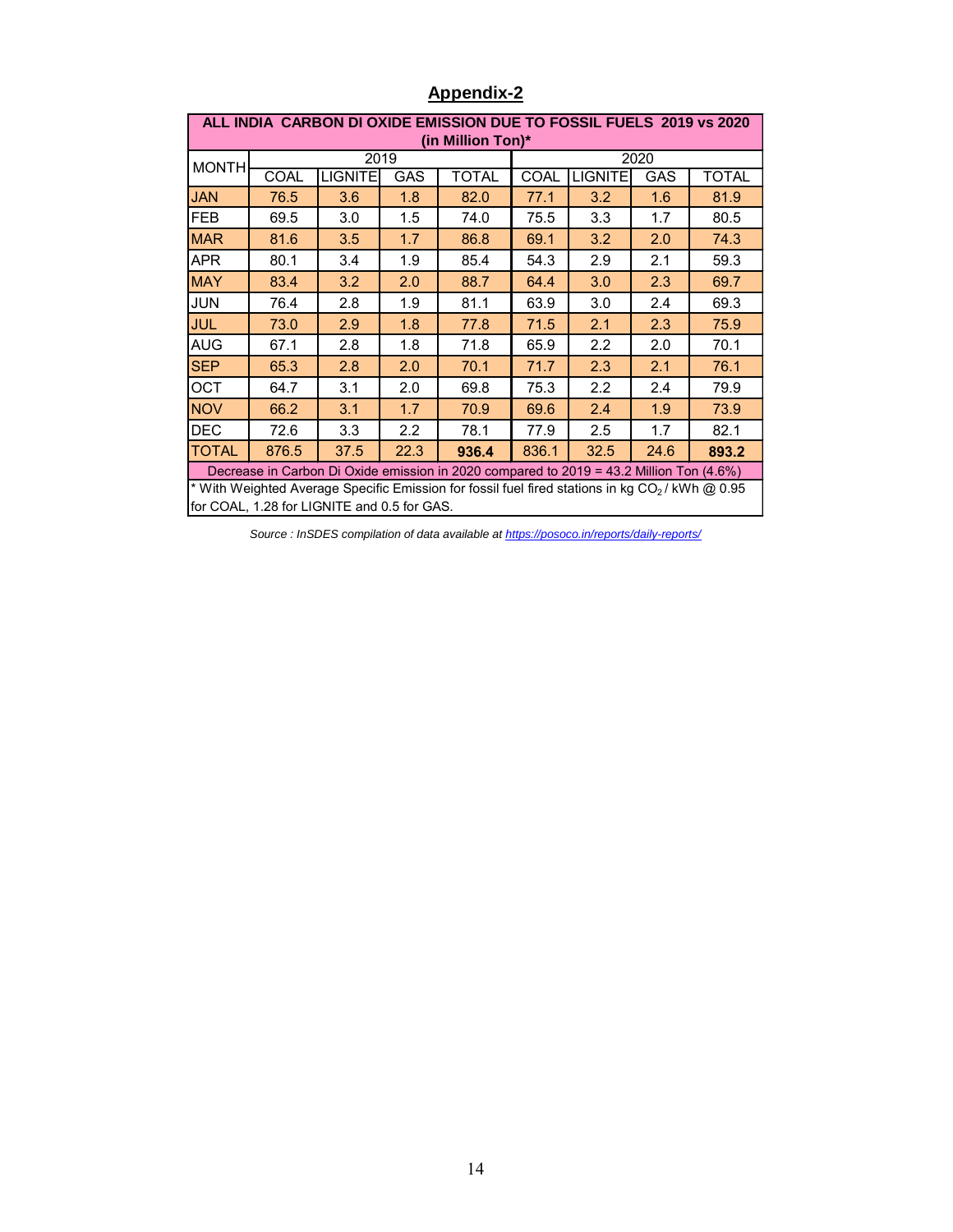## Appendix-2

| ALL INDIA CARBON DI OXIDE EMISSION DUE TO FOSSIL FUELS 2019 vs 2020 (in Million Ton)* | | | | | | | | |
|---|---|---|---|---|---|---|---|---|
| MONTH | 2019 | | | | 2020 | | | |
| | COAL | LIGNITE | GAS | TOTAL | COAL | LIGNITE | GAS | TOTAL |
| JAN | 76.5 | 3.6 | 1.8 | 82.0 | 77.1 | 3.2 | 1.6 | 81.9 |
| FEB | 69.5 | 3.0 | 1.5 | 74.0 | 75.5 | 3.3 | 1.7 | 80.5 |
| MAR | 81.6 | 3.5 | 1.7 | 86.8 | 69.1 | 3.2 | 2.0 | 74.3 |
| APR | 80.1 | 3.4 | 1.9 | 85.4 | 54.3 | 2.9 | 2.1 | 59.3 |
| MAY | 83.4 | 3.2 | 2.0 | 88.7 | 64.4 | 3.0 | 2.3 | 69.7 |
| JUN | 76.4 | 2.8 | 1.9 | 81.1 | 63.9 | 3.0 | 2.4 | 69.3 |
| JUL | 73.0 | 2.9 | 1.8 | 77.8 | 71.5 | 2.1 | 2.3 | 75.9 |
| AUG | 67.1 | 2.8 | 1.8 | 71.8 | 65.9 | 2.2 | 2.0 | 70.1 |
| SEP | 65.3 | 2.8 | 2.0 | 70.1 | 71.7 | 2.3 | 2.1 | 76.1 |
| OCT | 64.7 | 3.1 | 2.0 | 69.8 | 75.3 | 2.2 | 2.4 | 79.9 |
| NOV | 66.2 | 3.1 | 1.7 | 70.9 | 69.6 | 2.4 | 1.9 | 73.9 |
| DEC | 72.6 | 3.3 | 2.2 | 78.1 | 77.9 | 2.5 | 1.7 | 82.1 |
| TOTAL | 876.5 | 37.5 | 22.3 | **936.4** | 836.1 | 32.5 | 24.6 | **893.2** |
| Decrease in Carbon Di Oxide emission in 2020 compared to 2019 = 43.2 Million Ton (4.6%) | | | | | | | | |
| * With Weighted Average Specific Emission for fossil fuel fired stations in kg $CO_2$ / kWh @ 0.95 for COAL, 1.28 for LIGNITE and 0.5 for GAS. | | | | | | | | |

*Source : InSDES compilation of data available at https://posoco.in/reports/daily-reports/*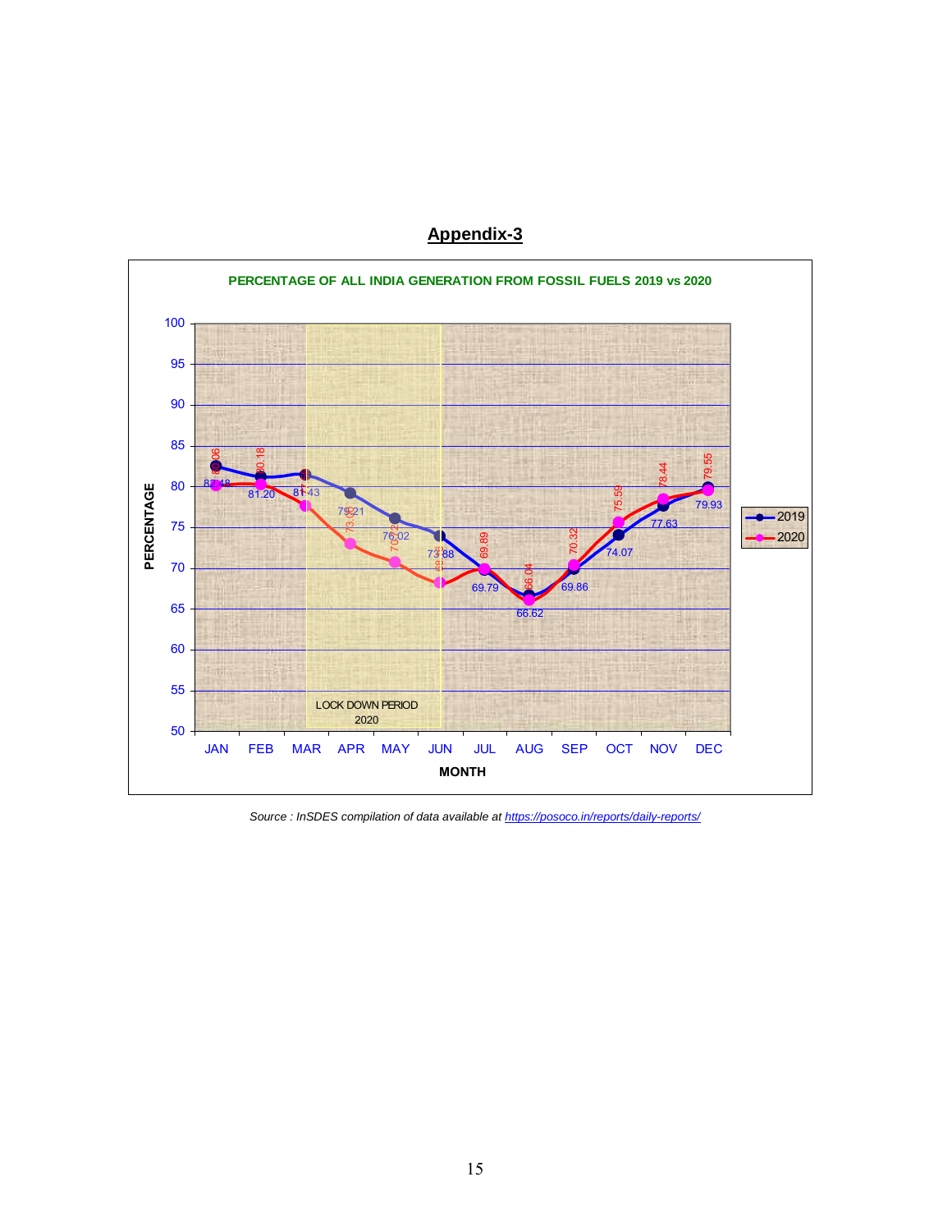## Appendix-3

**PERCENTAGE OF ALL INDIA GENERATION FROM FOSSIL FUELS 2019 vs 2020**

| MONTH | 2019 | 2020 |
|---|---|---|
| JAN | 82.48 | 80.06 |
| FEB | 81.20 | 80.18 |
| MAR | 81.43 | 77.? |
| APR | 79.21 | 73.0? |
| MAY | 76.02 | 70.? |
| JUN | 73.88 | 68.? |
| JUL | 69.79 | 69.89 |
| AUG | 66.62 | 66.04 |
| SEP | 69.86 | 70.32 |
| OCT | 74.07 | 75.59 |
| NOV | 77.63 | 78.44 |
| DEC | 79.93 | 79.55 |

LOCK DOWN PERIOD 2020 (MAR–JUN)

*Source : InSDES compilation of data available at https://posoco.in/reports/daily-reports/*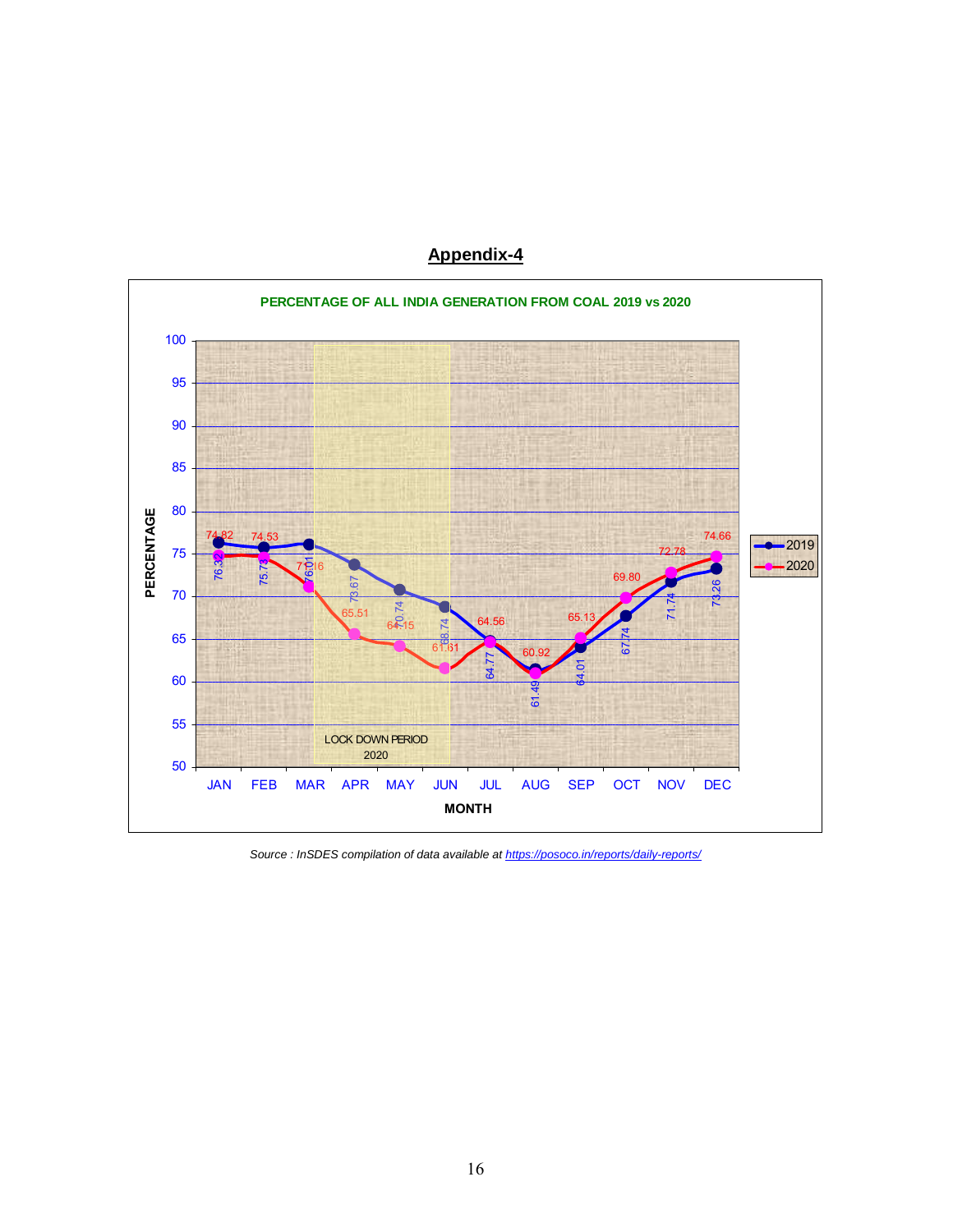## Appendix-4

**PERCENTAGE OF ALL INDIA GENERATION FROM COAL 2019 vs 2020**

| MONTH | 2019 | 2020 |
|---|---|---|
| JAN | 76.32 | 74.82 |
| FEB | 75.73 | 74.53 |
| MAR | 76.01 | 71.16 |
| APR | 73.67 | 65.51 |
| MAY | 70.74 | 64.15 |
| JUN | 68.74 | 61.61 |
| JUL | 64.77 | 64.56 |
| AUG | 61.49 | 60.92 |
| SEP | 64.01 | 65.13 |
| OCT | 67.74 | 69.80 |
| NOV | 71.74 | 72.78 |
| DEC | 73.26 | 74.66 |

LOCK DOWN PERIOD 2020 (MAR–JUN)

*Source : InSDES compilation of data available at https://posoco.in/reports/daily-reports/*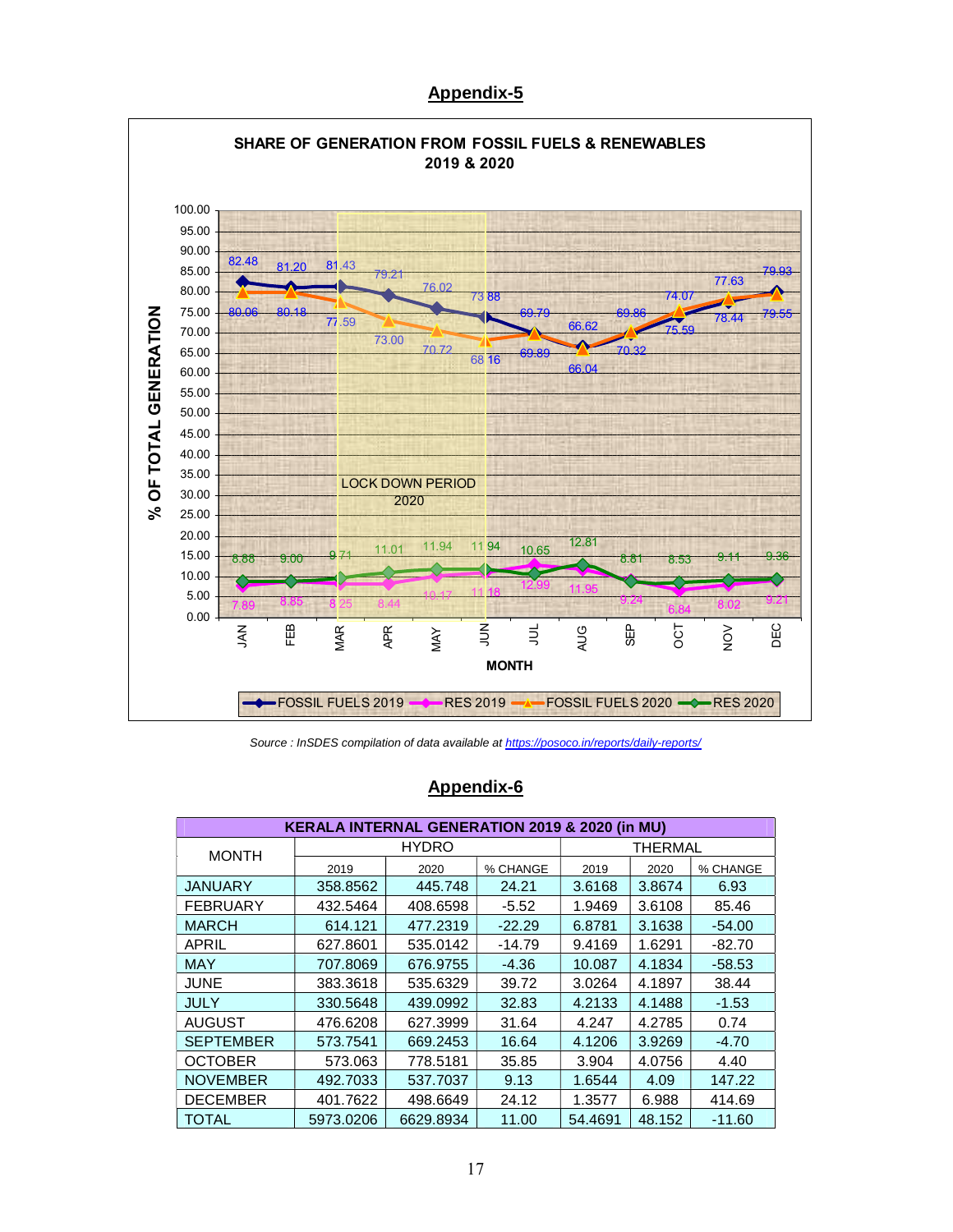## Appendix-5

SHARE OF GENERATION FROM FOSSIL FUELS & RENEWABLES 2019 & 2020

| MONTH | FOSSIL FUELS 2019 | RES 2019 | FOSSIL FUELS 2020 | RES 2020 |
|---|---|---|---|---|
| JAN | 82.48 | 7.89 | 80.06 | 8.88 |
| FEB | 81.20 | 8.85 | 80.18 | 9.00 |
| MAR | 81.43 | 8.25 | 77.59 | 9.71 |
| APR | 79.21 | 8.44 | 73.00 | 11.01 |
| MAY | 76.02 | 10.17 | 70.72 | 11.94 |
| JUN | 73.88 | 11.18 | 68.16 | 11.94 |
| JUL | 69.79 | 12.99 | 69.89 | 10.65 |
| AUG | 66.62 | 11.95 | 66.04 | 12.81 |
| SEP | 69.86 | 9.24 | 70.32 | 8.81 |
| OCT | 74.07 | 6.84 | 75.59 | 8.53 |
| NOV | 77.63 | 8.02 | 78.44 | 9.11 |
| DEC | 79.93 | 9.21 | 79.55 | 9.36 |

LOCK DOWN PERIOD 2020 (MAR–JUN)

*Source : InSDES compilation of data available at https://posoco.in/reports/daily-reports/*

## Appendix-6

| KERALA INTERNAL GENERATION 2019 & 2020 (in MU) | | | | | | |
|---|---|---|---|---|---|---|
| MONTH | HYDRO | | | THERMAL | | |
| | 2019 | 2020 | % CHANGE | 2019 | 2020 | % CHANGE |
| JANUARY | 358.8562 | 445.748 | 24.21 | 3.6168 | 3.8674 | 6.93 |
| FEBRUARY | 432.5464 | 408.6598 | -5.52 | 1.9469 | 3.6108 | 85.46 |
| MARCH | 614.121 | 477.2319 | -22.29 | 6.8781 | 3.1638 | -54.00 |
| APRIL | 627.8601 | 535.0142 | -14.79 | 9.4169 | 1.6291 | -82.70 |
| MAY | 707.8069 | 676.9755 | -4.36 | 10.087 | 4.1834 | -58.53 |
| JUNE | 383.3618 | 535.6329 | 39.72 | 3.0264 | 4.1897 | 38.44 |
| JULY | 330.5648 | 439.0992 | 32.83 | 4.2133 | 4.1488 | -1.53 |
| AUGUST | 476.6208 | 627.3999 | 31.64 | 4.247 | 4.2785 | 0.74 |
| SEPTEMBER | 573.7541 | 669.2453 | 16.64 | 4.1206 | 3.9269 | -4.70 |
| OCTOBER | 573.063 | 778.5181 | 35.85 | 3.904 | 4.0756 | 4.40 |
| NOVEMBER | 492.7033 | 537.7037 | 9.13 | 1.6544 | 4.09 | 147.22 |
| DECEMBER | 401.7622 | 498.6649 | 24.12 | 1.3577 | 6.988 | 414.69 |
| TOTAL | 5973.0206 | 6629.8934 | 11.00 | 54.4691 | 48.152 | -11.60 |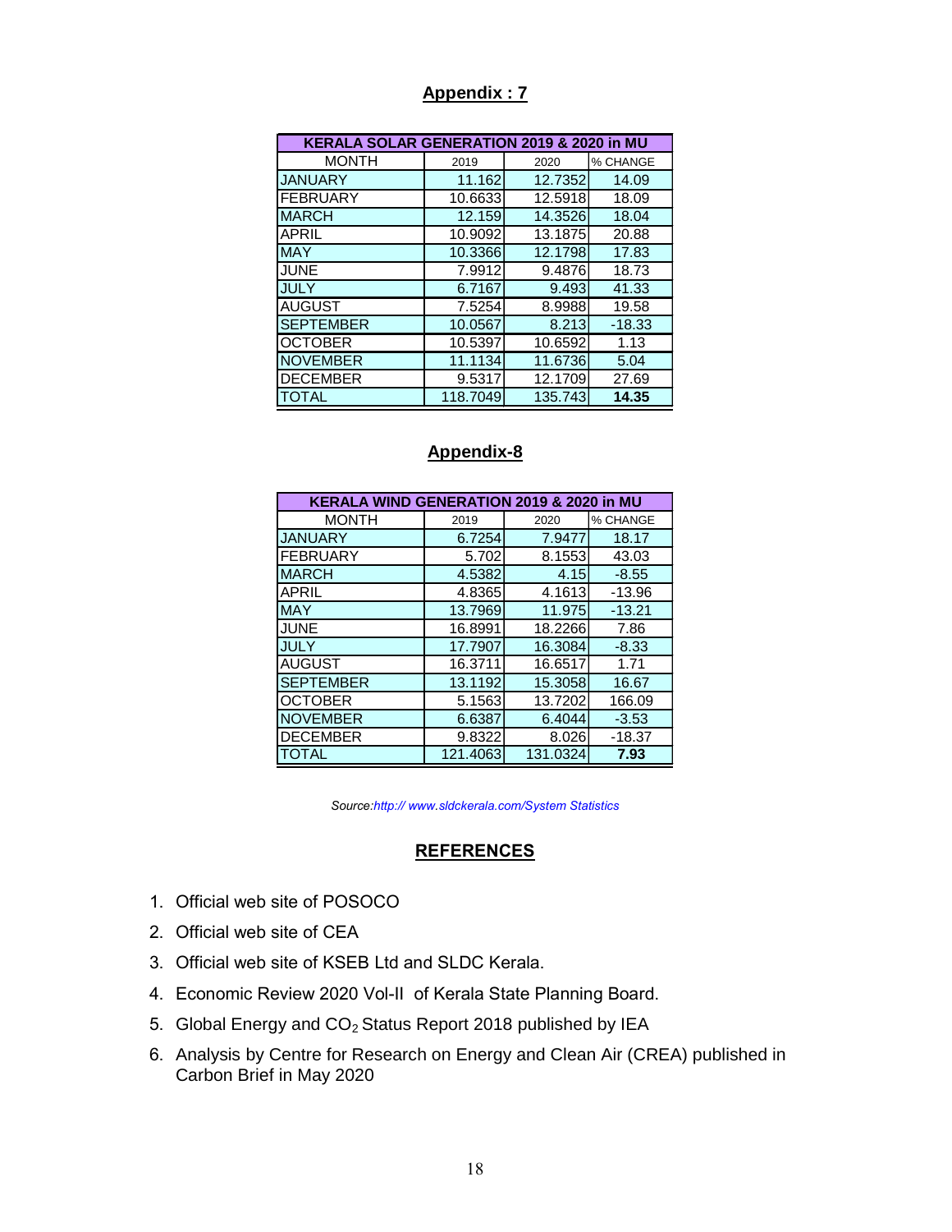## Appendix : 7

| KERALA SOLAR GENERATION 2019 & 2020 in MU | | | |
|---|---|---|---|
| MONTH | 2019 | 2020 | % CHANGE |
| JANUARY | 11.162 | 12.7352 | 14.09 |
| FEBRUARY | 10.6633 | 12.5918 | 18.09 |
| MARCH | 12.159 | 14.3526 | 18.04 |
| APRIL | 10.9092 | 13.1875 | 20.88 |
| MAY | 10.3366 | 12.1798 | 17.83 |
| JUNE | 7.9912 | 9.4876 | 18.73 |
| JULY | 6.7167 | 9.493 | 41.33 |
| AUGUST | 7.5254 | 8.9988 | 19.58 |
| SEPTEMBER | 10.0567 | 8.213 | -18.33 |
| OCTOBER | 10.5397 | 10.6592 | 1.13 |
| NOVEMBER | 11.1134 | 11.6736 | 5.04 |
| DECEMBER | 9.5317 | 12.1709 | 27.69 |
| TOTAL | 118.7049 | 135.743 | **14.35** |

## Appendix-8

| KERALA WIND GENERATION 2019 & 2020 in MU | | | |
|---|---|---|---|
| MONTH | 2019 | 2020 | % CHANGE |
| JANUARY | 6.7254 | 7.9477 | 18.17 |
| FEBRUARY | 5.702 | 8.1553 | 43.03 |
| MARCH | 4.5382 | 4.15 | -8.55 |
| APRIL | 4.8365 | 4.1613 | -13.96 |
| MAY | 13.7969 | 11.975 | -13.21 |
| JUNE | 16.8991 | 18.2266 | 7.86 |
| JULY | 17.7907 | 16.3084 | -8.33 |
| AUGUST | 16.3711 | 16.6517 | 1.71 |
| SEPTEMBER | 13.1192 | 15.3058 | 16.67 |
| OCTOBER | 5.1563 | 13.7202 | 166.09 |
| NOVEMBER | 6.6387 | 6.4044 | -3.53 |
| DECEMBER | 9.8322 | 8.026 | -18.37 |
| TOTAL | 121.4063 | 131.0324 | **7.93** |

*Source:http:// www.sldckerala.com/System Statistics*

## REFERENCES

1. Official web site of POSOCO
2. Official web site of CEA
3. Official web site of KSEB Ltd and SLDC Kerala.
4. Economic Review 2020 Vol-II of Kerala State Planning Board.
5. Global Energy and $CO_2$ Status Report 2018 published by IEA
6. Analysis by Centre for Research on Energy and Clean Air (CREA) published in Carbon Brief in May 2020